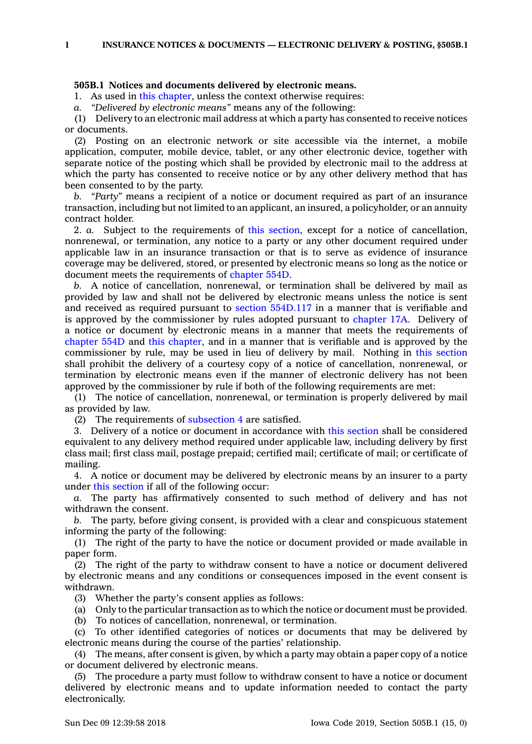**505B.1 Notices and documents delivered by electronic means.**

1. As used in this chapter, unless the context otherwise requires:

*a. "Delivered by electronic means"* means any of the following:

(1) Delivery to an electronic mail address at which a party has consented to receive notices or documents.

(2) Posting on an electronic network or site accessible via the internet, a mobile application, computer, mobile device, tablet, or any other electronic device, together with separate notice of the posting which shall be provided by electronic mail to the address at which the party has consented to receive notice or by any other delivery method that has been consented to by the party.

*b. "Party"* means a recipient of a notice or document required as part of an insurance transaction, including but not limited to an applicant, an insured, a policyholder, or an annuity contract holder.

2. *a.* Subject to the requirements of this section, except for a notice of cancellation, nonrenewal, or termination, any notice to a party or any other document required under applicable law in an insurance transaction or that is to serve as evidence of insurance coverage may be delivered, stored, or presented by electronic means so long as the notice or document meets the requirements of chapter 554D.

*b.* A notice of cancellation, nonrenewal, or termination shall be delivered by mail as provided by law and shall not be delivered by electronic means unless the notice is sent and received as required pursuant to section 554D.117 in a manner that is verifiable and is approved by the commissioner by rules adopted pursuant to chapter 17A. Delivery of a notice or document by electronic means in a manner that meets the requirements of chapter 554D and this chapter, and in a manner that is verifiable and is approved by the commissioner by rule, may be used in lieu of delivery by mail. Nothing in this section shall prohibit the delivery of a courtesy copy of a notice of cancellation, nonrenewal, or termination by electronic means even if the manner of electronic delivery has not been approved by the commissioner by rule if both of the following requirements are met:

(1) The notice of cancellation, nonrenewal, or termination is properly delivered by mail as provided by law.

(2) The requirements of subsection 4 are satisfied.

3. Delivery of a notice or document in accordance with this section shall be considered equivalent to any delivery method required under applicable law, including delivery by first class mail; first class mail, postage prepaid; certified mail; certificate of mail; or certificate of mailing.

4. A notice or document may be delivered by electronic means by an insurer to a party under this section if all of the following occur:

*a.* The party has affirmatively consented to such method of delivery and has not withdrawn the consent.

*b.* The party, before giving consent, is provided with a clear and conspicuous statement informing the party of the following:

(1) The right of the party to have the notice or document provided or made available in paper form.

(2) The right of the party to withdraw consent to have a notice or document delivered by electronic means and any conditions or consequences imposed in the event consent is withdrawn.

(3) Whether the party's consent applies as follows:

(a) Only to the particular transaction as to which the notice or document must be provided.

(b) To notices of cancellation, nonrenewal, or termination.

(c) To other identified categories of notices or documents that may be delivered by electronic means during the course of the parties' relationship.

(4) The means, after consent is given, by which a party may obtain a paper copy of a notice or document delivered by electronic means.

(5) The procedure a party must follow to withdraw consent to have a notice or document delivered by electronic means and to update information needed to contact the party electronically.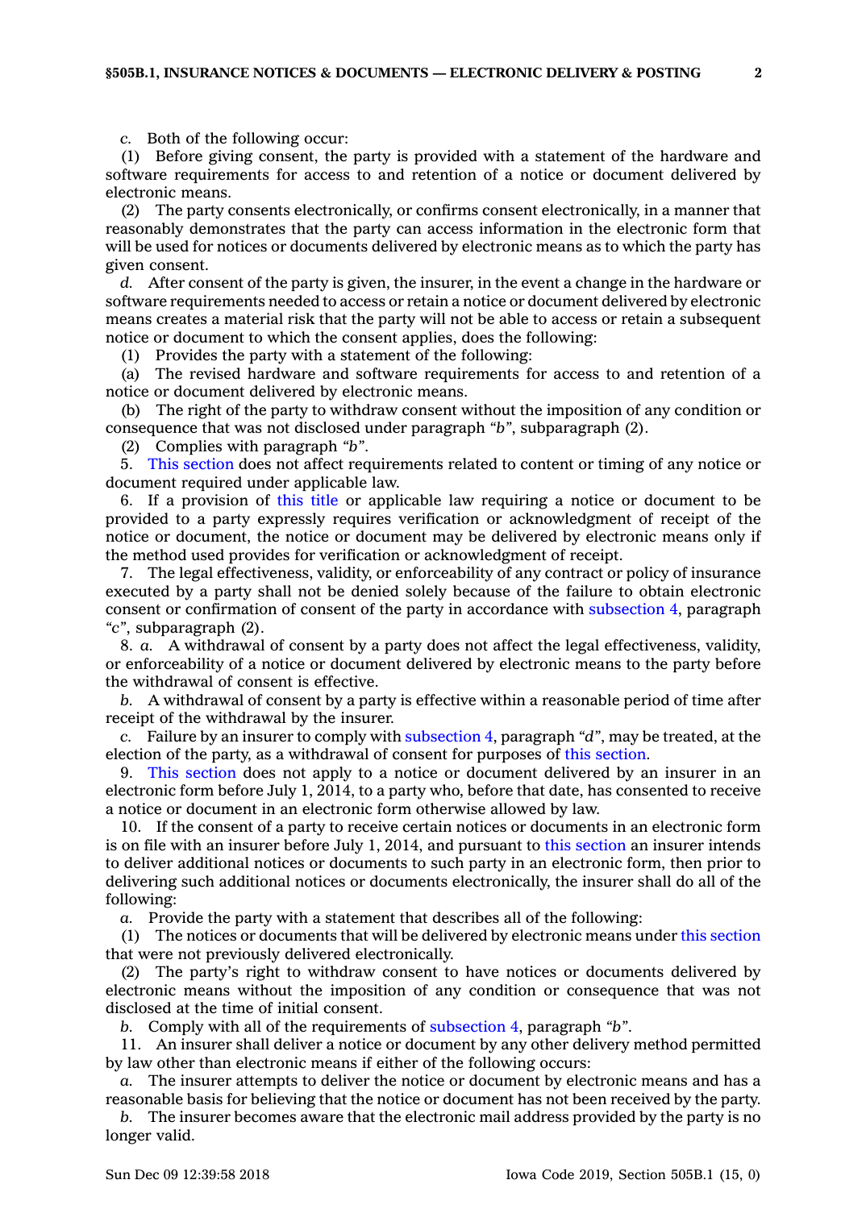*c.* Both of the following occur:

(1) Before giving consent, the party is provided with a statement of the hardware and software requirements for access to and retention of a notice or document delivered by electronic means.

(2) The party consents electronically, or confirms consent electronically, in a manner that reasonably demonstrates that the party can access information in the electronic form that will be used for notices or documents delivered by electronic means as to which the party has given consent.

*d.* After consent of the party is given, the insurer, in the event a change in the hardware or software requirements needed to access or retain a notice or document delivered by electronic means creates a material risk that the party will not be able to access or retain a subsequent notice or document to which the consent applies, does the following:

(1) Provides the party with a statement of the following:

(a) The revised hardware and software requirements for access to and retention of a notice or document delivered by electronic means.

(b) The right of the party to withdraw consent without the imposition of any condition or consequence that was not disclosed under paragraph *"b"*, subparagraph (2).

(2) Complies with paragraph *"b"*.

5. This section does not affect requirements related to content or timing of any notice or document required under applicable law.

6. If a provision of this title or applicable law requiring a notice or document to be provided to a party expressly requires verification or acknowledgment of receipt of the notice or document, the notice or document may be delivered by electronic means only if the method used provides for verification or acknowledgment of receipt.

7. The legal effectiveness, validity, or enforceability of any contract or policy of insurance executed by a party shall not be denied solely because of the failure to obtain electronic consent or confirmation of consent of the party in accordance with subsection 4, paragraph *"c"*, subparagraph (2).

8. *a.* A withdrawal of consent by a party does not affect the legal effectiveness, validity, or enforceability of a notice or document delivered by electronic means to the party before the withdrawal of consent is effective.

*b.* A withdrawal of consent by a party is effective within a reasonable period of time after receipt of the withdrawal by the insurer.

*c.* Failure by an insurer to comply with subsection 4, paragraph *"d"*, may be treated, at the election of the party, as a withdrawal of consent for purposes of this section.

9. This section does not apply to a notice or document delivered by an insurer in an electronic form before July 1, 2014, to a party who, before that date, has consented to receive a notice or document in an electronic form otherwise allowed by law.

10. If the consent of a party to receive certain notices or documents in an electronic form is on file with an insurer before July 1, 2014, and pursuant to this section an insurer intends to deliver additional notices or documents to such party in an electronic form, then prior to delivering such additional notices or documents electronically, the insurer shall do all of the following:

*a.* Provide the party with a statement that describes all of the following:

(1) The notices or documents that will be delivered by electronic means under this section that were not previously delivered electronically.

(2) The party's right to withdraw consent to have notices or documents delivered by electronic means without the imposition of any condition or consequence that was not disclosed at the time of initial consent.

*b.* Comply with all of the requirements of subsection 4, paragraph *"b"*.

11. An insurer shall deliver a notice or document by any other delivery method permitted by law other than electronic means if either of the following occurs:

*a.* The insurer attempts to deliver the notice or document by electronic means and has a reasonable basis for believing that the notice or document has not been received by the party.

*b.* The insurer becomes aware that the electronic mail address provided by the party is no longer valid.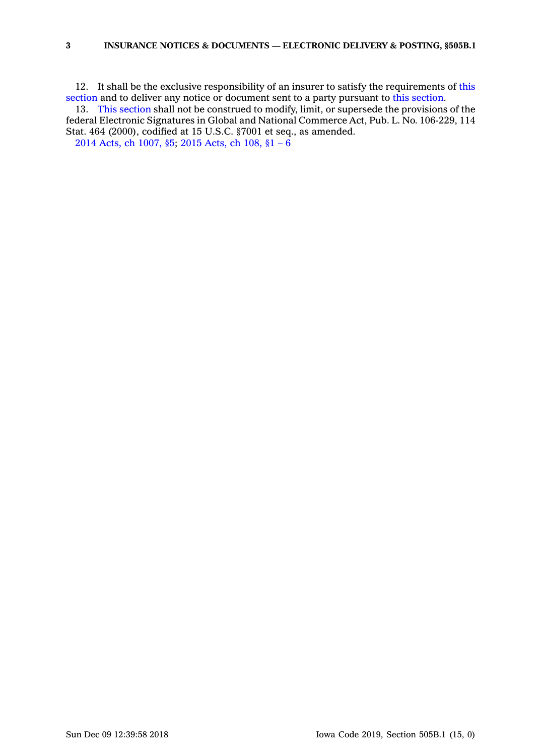12. It shall be the exclusive responsibility of an insurer to satisfy the requirements of this section and to deliver any notice or document sent to a party pursuant to this section.

13. This section shall not be construed to modify, limit, or supersede the provisions of the federal Electronic Signatures in Global and National Commerce Act, Pub. L. No. 106-229, 114 Stat. 464 (2000), codified at 15 U.S.C. §7001 et seq., as amended.

2014 Acts, ch 1007, §5; 2015 Acts, ch 108, §1 – 6